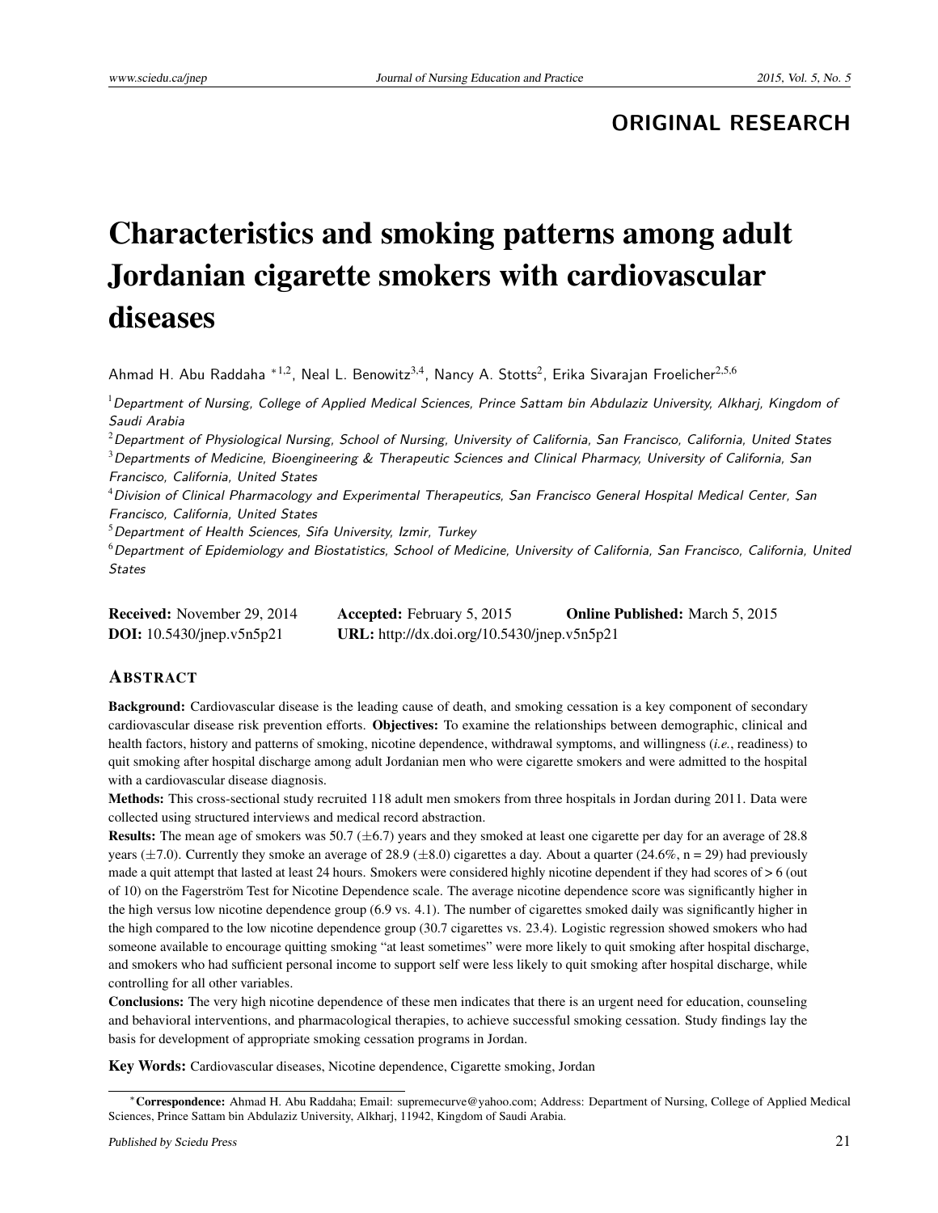ORIGINAL RESEARCH

# Characteristics and smoking patterns among adult Jordanian cigarette smokers with cardiovascular diseases

Ahmad H. Abu Raddaha *[1,2], Neal L. Benowitz[3,4], Nancy A. Stotts[2], Erika Sivarajan Froelicher[2,5,6]

[1] *Department of Nursing, College of Applied Medical Sciences, Prince Sattam bin Abdulaziz University, Alkharj, Kingdom of Saudi Arabia*

[2] *Department of Physiological Nursing, School of Nursing, University of California, San Francisco, California, United States*

[3] *Departments of Medicine, Bioengineering & Therapeutic Sciences and Clinical Pharmacy, University of California, San Francisco, California, United States*

[4] *Division of Clinical Pharmacology and Experimental Therapeutics, San Francisco General Hospital Medical Center, San Francisco, California, United States*

[5] *Department of Health Sciences, Sifa University, Izmir, Turkey*

[6] *Department of Epidemiology and Biostatistics, School of Medicine, University of California, San Francisco, California, United States*

**Received:** November 29, 2014 **Accepted:** February 5, 2015 **Online Published:** March 5, 2015
**DOI:** 10.5430/jnep.v5n5p21 **URL:** http://dx.doi.org/10.5430/jnep.v5n5p21

## Abstract

**Background:** Cardiovascular disease is the leading cause of death, and smoking cessation is a key component of secondary cardiovascular disease risk prevention efforts. **Objectives:** To examine the relationships between demographic, clinical and health factors, history and patterns of smoking, nicotine dependence, withdrawal symptoms, and willingness (*i.e.*, readiness) to quit smoking after hospital discharge among adult Jordanian men who were cigarette smokers and were admitted to the hospital with a cardiovascular disease diagnosis.

**Methods:** This cross-sectional study recruited 118 adult men smokers from three hospitals in Jordan during 2011. Data were collected using structured interviews and medical record abstraction.

**Results:** The mean age of smokers was 50.7 ($\pm$6.7) years and they smoked at least one cigarette per day for an average of 28.8 years ($\pm$7.0). Currently they smoke an average of 28.9 ($\pm$8.0) cigarettes a day. About a quarter (24.6%, n = 29) had previously made a quit attempt that lasted at least 24 hours. Smokers were considered highly nicotine dependent if they had scores of > 6 (out of 10) on the Fagerström Test for Nicotine Dependence scale. The average nicotine dependence score was significantly higher in the high versus low nicotine dependence group (6.9 vs. 4.1). The number of cigarettes smoked daily was significantly higher in the high compared to the low nicotine dependence group (30.7 cigarettes vs. 23.4). Logistic regression showed smokers who had someone available to encourage quitting smoking "at least sometimes" were more likely to quit smoking after hospital discharge, and smokers who had sufficient personal income to support self were less likely to quit smoking after hospital discharge, while controlling for all other variables.

**Conclusions:** The very high nicotine dependence of these men indicates that there is an urgent need for education, counseling and behavioral interventions, and pharmacological therapies, to achieve successful smoking cessation. Study findings lay the basis for development of appropriate smoking cessation programs in Jordan.

**Key Words:** Cardiovascular diseases, Nicotine dependence, Cigarette smoking, Jordan

---

*Correspondence: Ahmad H. Abu Raddaha; Email: supremecurve@yahoo.com; Address: Department of Nursing, College of Applied Medical Sciences, Prince Sattam bin Abdulaziz University, Alkharj, 11942, Kingdom of Saudi Arabia.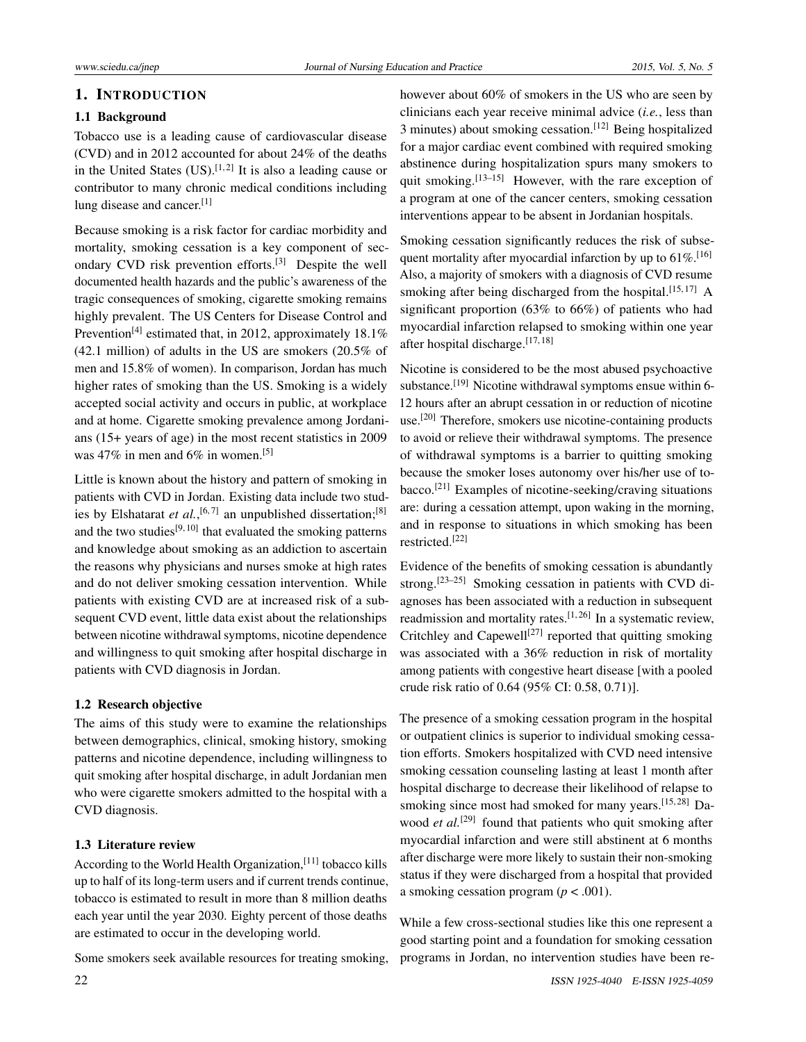# 1. INTRODUCTION

## 1.1 Background

Tobacco use is a leading cause of cardiovascular disease (CVD) and in 2012 accounted for about 24% of the deaths in the United States (US).[1, 2] It is also a leading cause or contributor to many chronic medical conditions including lung disease and cancer.[1]

Because smoking is a risk factor for cardiac morbidity and mortality, smoking cessation is a key component of secondary CVD risk prevention efforts.[3] Despite the well documented health hazards and the public's awareness of the tragic consequences of smoking, cigarette smoking remains highly prevalent. The US Centers for Disease Control and Prevention[4] estimated that, in 2012, approximately 18.1% (42.1 million) of adults in the US are smokers (20.5% of men and 15.8% of women). In comparison, Jordan has much higher rates of smoking than the US. Smoking is a widely accepted social activity and occurs in public, at workplace and at home. Cigarette smoking prevalence among Jordanians (15+ years of age) in the most recent statistics in 2009 was 47% in men and 6% in women.[5]

Little is known about the history and pattern of smoking in patients with CVD in Jordan. Existing data include two studies by Elshatarat *et al.*,[6, 7] an unpublished dissertation;[8] and the two studies[9, 10] that evaluated the smoking patterns and knowledge about smoking as an addiction to ascertain the reasons why physicians and nurses smoke at high rates and do not deliver smoking cessation intervention. While patients with existing CVD are at increased risk of a subsequent CVD event, little data exist about the relationships between nicotine withdrawal symptoms, nicotine dependence and willingness to quit smoking after hospital discharge in patients with CVD diagnosis in Jordan.

## 1.2 Research objective

The aims of this study were to examine the relationships between demographics, clinical, smoking history, smoking patterns and nicotine dependence, including willingness to quit smoking after hospital discharge, in adult Jordanian men who were cigarette smokers admitted to the hospital with a CVD diagnosis.

## 1.3 Literature review

According to the World Health Organization,[11] tobacco kills up to half of its long-term users and if current trends continue, tobacco is estimated to result in more than 8 million deaths each year until the year 2030. Eighty percent of those deaths are estimated to occur in the developing world.

Some smokers seek available resources for treating smoking, however about 60% of smokers in the US who are seen by clinicians each year receive minimal advice (*i.e.*, less than 3 minutes) about smoking cessation.[12] Being hospitalized for a major cardiac event combined with required smoking abstinence during hospitalization spurs many smokers to quit smoking.[13–15] However, with the rare exception of a program at one of the cancer centers, smoking cessation interventions appear to be absent in Jordanian hospitals.

Smoking cessation significantly reduces the risk of subsequent mortality after myocardial infarction by up to 61%.[16] Also, a majority of smokers with a diagnosis of CVD resume smoking after being discharged from the hospital.[15, 17] A significant proportion (63% to 66%) of patients who had myocardial infarction relapsed to smoking within one year after hospital discharge.[17, 18]

Nicotine is considered to be the most abused psychoactive substance.[19] Nicotine withdrawal symptoms ensue within 6-12 hours after an abrupt cessation in or reduction of nicotine use.[20] Therefore, smokers use nicotine-containing products to avoid or relieve their withdrawal symptoms. The presence of withdrawal symptoms is a barrier to quitting smoking because the smoker loses autonomy over his/her use of tobacco.[21] Examples of nicotine-seeking/craving situations are: during a cessation attempt, upon waking in the morning, and in response to situations in which smoking has been restricted.[22]

Evidence of the benefits of smoking cessation is abundantly strong.[23–25] Smoking cessation in patients with CVD diagnoses has been associated with a reduction in subsequent readmission and mortality rates.[1, 26] In a systematic review, Critchley and Capewell[27] reported that quitting smoking was associated with a 36% reduction in risk of mortality among patients with congestive heart disease [with a pooled crude risk ratio of 0.64 (95% CI: 0.58, 0.71)].

The presence of a smoking cessation program in the hospital or outpatient clinics is superior to individual smoking cessation efforts. Smokers hospitalized with CVD need intensive smoking cessation counseling lasting at least 1 month after hospital discharge to decrease their likelihood of relapse to smoking since most had smoked for many years.[15, 28] Dawood *et al.*[29] found that patients who quit smoking after myocardial infarction and were still abstinent at 6 months after discharge were more likely to sustain their non-smoking status if they were discharged from a hospital that provided a smoking cessation program ($p < .001$).

While a few cross-sectional studies like this one represent a good starting point and a foundation for smoking cessation programs in Jordan, no intervention studies have been re-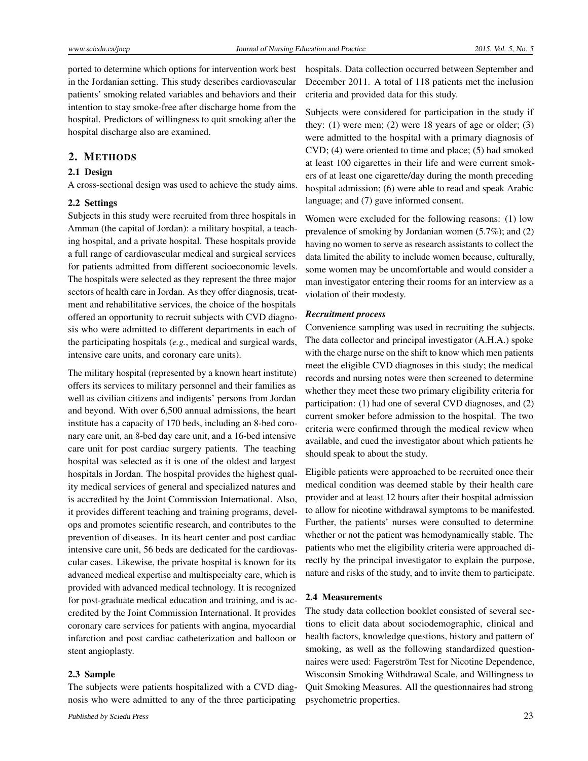ported to determine which options for intervention work best in the Jordanian setting. This study describes cardiovascular patients' smoking related variables and behaviors and their intention to stay smoke-free after discharge home from the hospital. Predictors of willingness to quit smoking after the hospital discharge also are examined.

## 2. METHODS

### 2.1 Design

A cross-sectional design was used to achieve the study aims.

### 2.2 Settings

Subjects in this study were recruited from three hospitals in Amman (the capital of Jordan): a military hospital, a teaching hospital, and a private hospital. These hospitals provide a full range of cardiovascular medical and surgical services for patients admitted from different socioeconomic levels. The hospitals were selected as they represent the three major sectors of health care in Jordan. As they offer diagnosis, treatment and rehabilitative services, the choice of the hospitals offered an opportunity to recruit subjects with CVD diagnosis who were admitted to different departments in each of the participating hospitals (*e.g.*, medical and surgical wards, intensive care units, and coronary care units).

The military hospital (represented by a known heart institute) offers its services to military personnel and their families as well as civilian citizens and indigents' persons from Jordan and beyond. With over 6,500 annual admissions, the heart institute has a capacity of 170 beds, including an 8-bed coronary care unit, an 8-bed day care unit, and a 16-bed intensive care unit for post cardiac surgery patients. The teaching hospital was selected as it is one of the oldest and largest hospitals in Jordan. The hospital provides the highest quality medical services of general and specialized natures and is accredited by the Joint Commission International. Also, it provides different teaching and training programs, develops and promotes scientific research, and contributes to the prevention of diseases. In its heart center and post cardiac intensive care unit, 56 beds are dedicated for the cardiovascular cases. Likewise, the private hospital is known for its advanced medical expertise and multispecialty care, which is provided with advanced medical technology. It is recognized for post-graduate medical education and training, and is accredited by the Joint Commission International. It provides coronary care services for patients with angina, myocardial infarction and post cardiac catheterization and balloon or stent angioplasty.

### 2.3 Sample

The subjects were patients hospitalized with a CVD diagnosis who were admitted to any of the three participating hospitals. Data collection occurred between September and December 2011. A total of 118 patients met the inclusion criteria and provided data for this study.

Subjects were considered for participation in the study if they: (1) were men; (2) were 18 years of age or older; (3) were admitted to the hospital with a primary diagnosis of CVD; (4) were oriented to time and place; (5) had smoked at least 100 cigarettes in their life and were current smokers of at least one cigarette/day during the month preceding hospital admission; (6) were able to read and speak Arabic language; and (7) gave informed consent.

Women were excluded for the following reasons: (1) low prevalence of smoking by Jordanian women (5.7%); and (2) having no women to serve as research assistants to collect the data limited the ability to include women because, culturally, some women may be uncomfortable and would consider a man investigator entering their rooms for an interview as a violation of their modesty.

#### *Recruitment process*

Convenience sampling was used in recruiting the subjects. The data collector and principal investigator (A.H.A.) spoke with the charge nurse on the shift to know which men patients meet the eligible CVD diagnoses in this study; the medical records and nursing notes were then screened to determine whether they meet these two primary eligibility criteria for participation: (1) had one of several CVD diagnoses, and (2) current smoker before admission to the hospital. The two criteria were confirmed through the medical review when available, and cued the investigator about which patients he should speak to about the study.

Eligible patients were approached to be recruited once their medical condition was deemed stable by their health care provider and at least 12 hours after their hospital admission to allow for nicotine withdrawal symptoms to be manifested. Further, the patients' nurses were consulted to determine whether or not the patient was hemodynamically stable. The patients who met the eligibility criteria were approached directly by the principal investigator to explain the purpose, nature and risks of the study, and to invite them to participate.

### 2.4 Measurements

The study data collection booklet consisted of several sections to elicit data about sociodemographic, clinical and health factors, knowledge questions, history and pattern of smoking, as well as the following standardized questionnaires were used: Fagerström Test for Nicotine Dependence, Wisconsin Smoking Withdrawal Scale, and Willingness to Quit Smoking Measures. All the questionnaires had strong psychometric properties.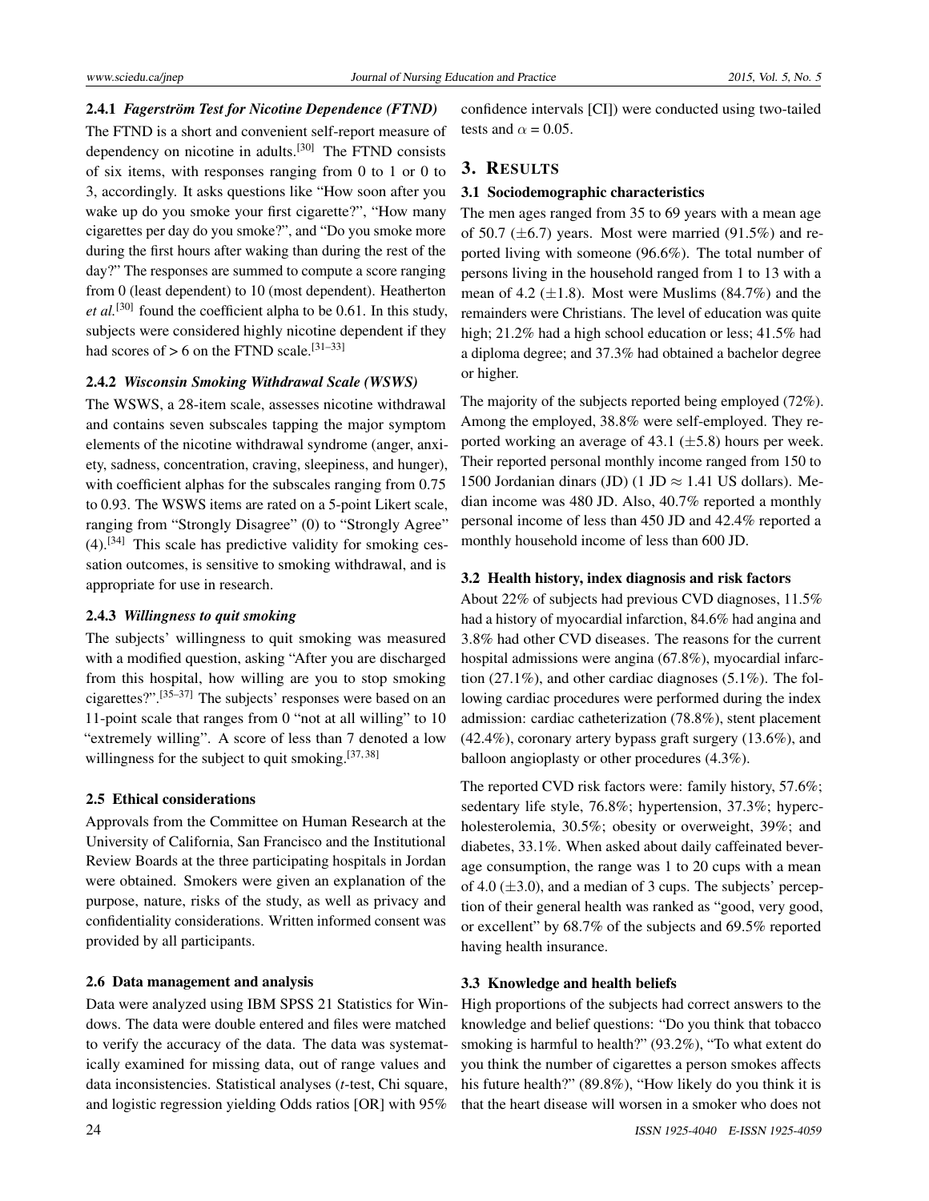#### 2.4.1 *Fagerström Test for Nicotine Dependence (FTND)*

The FTND is a short and convenient self-report measure of dependency on nicotine in adults.[30] The FTND consists of six items, with responses ranging from 0 to 1 or 0 to 3, accordingly. It asks questions like "How soon after you wake up do you smoke your first cigarette?", "How many cigarettes per day do you smoke?", and "Do you smoke more during the first hours after waking than during the rest of the day?" The responses are summed to compute a score ranging from 0 (least dependent) to 10 (most dependent). Heatherton *et al.*[30] found the coefficient alpha to be 0.61. In this study, subjects were considered highly nicotine dependent if they had scores of > 6 on the FTND scale.[31–33]

#### 2.4.2 *Wisconsin Smoking Withdrawal Scale (WSWS)*

The WSWS, a 28-item scale, assesses nicotine withdrawal and contains seven subscales tapping the major symptom elements of the nicotine withdrawal syndrome (anger, anxiety, sadness, concentration, craving, sleepiness, and hunger), with coefficient alphas for the subscales ranging from 0.75 to 0.93. The WSWS items are rated on a 5-point Likert scale, ranging from "Strongly Disagree" (0) to "Strongly Agree" (4).[34] This scale has predictive validity for smoking cessation outcomes, is sensitive to smoking withdrawal, and is appropriate for use in research.

#### 2.4.3 *Willingness to quit smoking*

The subjects' willingness to quit smoking was measured with a modified question, asking "After you are discharged from this hospital, how willing are you to stop smoking cigarettes?".[35–37] The subjects' responses were based on an 11-point scale that ranges from 0 "not at all willing" to 10 "extremely willing". A score of less than 7 denoted a low willingness for the subject to quit smoking.[37,38]

### 2.5 Ethical considerations

Approvals from the Committee on Human Research at the University of California, San Francisco and the Institutional Review Boards at the three participating hospitals in Jordan were obtained. Smokers were given an explanation of the purpose, nature, risks of the study, as well as privacy and confidentiality considerations. Written informed consent was provided by all participants.

### 2.6 Data management and analysis

Data were analyzed using IBM SPSS 21 Statistics for Windows. The data were double entered and files were matched to verify the accuracy of the data. The data was systematically examined for missing data, out of range values and data inconsistencies. Statistical analyses (*t*-test, Chi square, and logistic regression yielding Odds ratios [OR] with 95% confidence intervals [CI]) were conducted using two-tailed tests and $\alpha$ = 0.05.

## 3. RESULTS

### 3.1 Sociodemographic characteristics

The men ages ranged from 35 to 69 years with a mean age of 50.7 ($\pm$6.7) years. Most were married (91.5%) and reported living with someone (96.6%). The total number of persons living in the household ranged from 1 to 13 with a mean of 4.2 ($\pm$1.8). Most were Muslims (84.7%) and the remainders were Christians. The level of education was quite high; 21.2% had a high school education or less; 41.5% had a diploma degree; and 37.3% had obtained a bachelor degree or higher.

The majority of the subjects reported being employed (72%). Among the employed, 38.8% were self-employed. They reported working an average of 43.1 ($\pm$5.8) hours per week. Their reported personal monthly income ranged from 150 to 1500 Jordanian dinars (JD) (1 JD $\approx$ 1.41 US dollars). Median income was 480 JD. Also, 40.7% reported a monthly personal income of less than 450 JD and 42.4% reported a monthly household income of less than 600 JD.

### 3.2 Health history, index diagnosis and risk factors

About 22% of subjects had previous CVD diagnoses, 11.5% had a history of myocardial infarction, 84.6% had angina and 3.8% had other CVD diseases. The reasons for the current hospital admissions were angina (67.8%), myocardial infarction (27.1%), and other cardiac diagnoses (5.1%). The following cardiac procedures were performed during the index admission: cardiac catheterization (78.8%), stent placement (42.4%), coronary artery bypass graft surgery (13.6%), and balloon angioplasty or other procedures (4.3%).

The reported CVD risk factors were: family history, 57.6%; sedentary life style, 76.8%; hypertension, 37.3%; hypercholesterolemia, 30.5%; obesity or overweight, 39%; and diabetes, 33.1%. When asked about daily caffeinated beverage consumption, the range was 1 to 20 cups with a mean of 4.0 ($\pm$3.0), and a median of 3 cups. The subjects' perception of their general health was ranked as "good, very good, or excellent" by 68.7% of the subjects and 69.5% reported having health insurance.

### 3.3 Knowledge and health beliefs

High proportions of the subjects had correct answers to the knowledge and belief questions: "Do you think that tobacco smoking is harmful to health?" (93.2%), "To what extent do you think the number of cigarettes a person smokes affects his future health?" (89.8%), "How likely do you think it is that the heart disease will worsen in a smoker who does not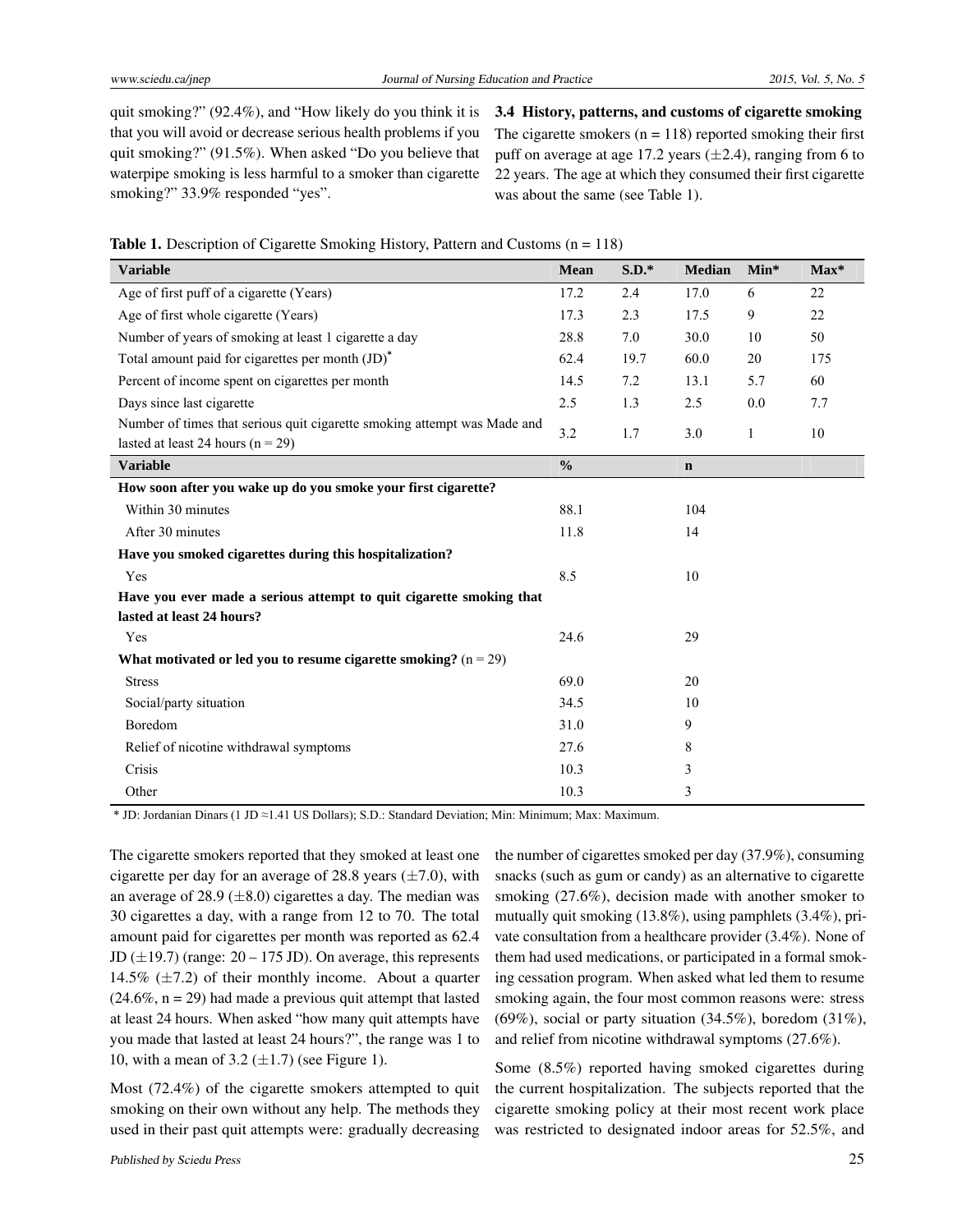quit smoking?" (92.4%), and "How likely do you think it is that you will avoid or decrease serious health problems if you quit smoking?" (91.5%). When asked "Do you believe that waterpipe smoking is less harmful to a smoker than cigarette smoking?" 33.9% responded "yes".

### 3.4 History, patterns, and customs of cigarette smoking

The cigarette smokers (n = 118) reported smoking their first puff on average at age 17.2 years (±2.4), ranging from 6 to 22 years. The age at which they consumed their first cigarette was about the same (see Table 1).

**Table 1.** Description of Cigarette Smoking History, Pattern and Customs (n = 118)

| Variable | Mean | S.D.* | Median | Min* | Max* |
|---|---|---|---|---|---|
| Age of first puff of a cigarette (Years) | 17.2 | 2.4 | 17.0 | 6 | 22 |
| Age of first whole cigarette (Years) | 17.3 | 2.3 | 17.5 | 9 | 22 |
| Number of years of smoking at least 1 cigarette a day | 28.8 | 7.0 | 30.0 | 10 | 50 |
| Total amount paid for cigarettes per month (JD)* | 62.4 | 19.7 | 60.0 | 20 | 175 |
| Percent of income spent on cigarettes per month | 14.5 | 7.2 | 13.1 | 5.7 | 60 |
| Days since last cigarette | 2.5 | 1.3 | 2.5 | 0.0 | 7.7 |
| Number of times that serious quit cigarette smoking attempt was Made and lasted at least 24 hours (n = 29) | 3.2 | 1.7 | 3.0 | 1 | 10 |
| **Variable** | **%** | | **n** | | |
| **How soon after you wake up do you smoke your first cigarette?** | | | | | |
| Within 30 minutes | 88.1 | | 104 | | |
| After 30 minutes | 11.8 | | 14 | | |
| **Have you smoked cigarettes during this hospitalization?** | | | | | |
| Yes | 8.5 | | 10 | | |
| **Have you ever made a serious attempt to quit cigarette smoking that lasted at least 24 hours?** | | | | | |
| Yes | 24.6 | | 29 | | |
| **What motivated or led you to resume cigarette smoking?** (n = 29) | | | | | |
| Stress | 69.0 | | 20 | | |
| Social/party situation | 34.5 | | 10 | | |
| Boredom | 31.0 | | 9 | | |
| Relief of nicotine withdrawal symptoms | 27.6 | | 8 | | |
| Crisis | 10.3 | | 3 | | |
| Other | 10.3 | | 3 | | |

\* JD: Jordanian Dinars (1 JD ≈1.41 US Dollars); S.D.: Standard Deviation; Min: Minimum; Max: Maximum.

The cigarette smokers reported that they smoked at least one cigarette per day for an average of 28.8 years (±7.0), with an average of 28.9 (±8.0) cigarettes a day. The median was 30 cigarettes a day, with a range from 12 to 70. The total amount paid for cigarettes per month was reported as 62.4 JD (±19.7) (range: 20 – 175 JD). On average, this represents 14.5% (±7.2) of their monthly income. About a quarter (24.6%, n = 29) had made a previous quit attempt that lasted at least 24 hours. When asked "how many quit attempts have you made that lasted at least 24 hours?", the range was 1 to 10, with a mean of 3.2 (±1.7) (see Figure 1).

Most (72.4%) of the cigarette smokers attempted to quit smoking on their own without any help. The methods they used in their past quit attempts were: gradually decreasing the number of cigarettes smoked per day (37.9%), consuming snacks (such as gum or candy) as an alternative to cigarette smoking (27.6%), decision made with another smoker to mutually quit smoking (13.8%), using pamphlets (3.4%), private consultation from a healthcare provider (3.4%). None of them had used medications, or participated in a formal smoking cessation program. When asked what led them to resume smoking again, the four most common reasons were: stress (69%), social or party situation (34.5%), boredom (31%), and relief from nicotine withdrawal symptoms (27.6%).

Some (8.5%) reported having smoked cigarettes during the current hospitalization. The subjects reported that the cigarette smoking policy at their most recent work place was restricted to designated indoor areas for 52.5%, and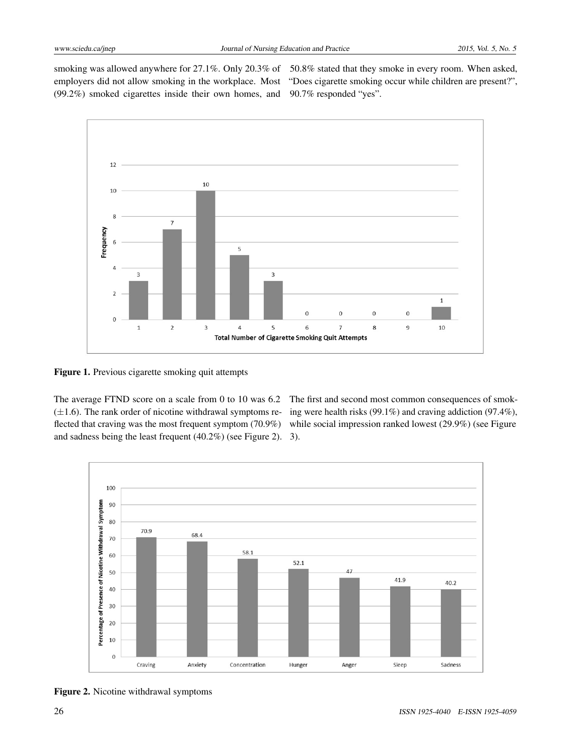smoking was allowed anywhere for 27.1%. Only 20.3% of employers did not allow smoking in the workplace. Most (99.2%) smoked cigarettes inside their own homes, and 50.8% stated that they smoke in every room. When asked, "Does cigarette smoking occur while children are present?", 90.7% responded "yes".

**Figure 1.** Previous cigarette smoking quit attempts

The average FTND score on a scale from 0 to 10 was 6.2 (±1.6). The rank order of nicotine withdrawal symptoms reflected that craving was the most frequent symptom (70.9%) and sadness being the least frequent (40.2%) (see Figure 2). The first and second most common consequences of smoking were health risks (99.1%) and craving addiction (97.4%), while social impression ranked lowest (29.9%) (see Figure 3).

**Figure 2.** Nicotine withdrawal symptoms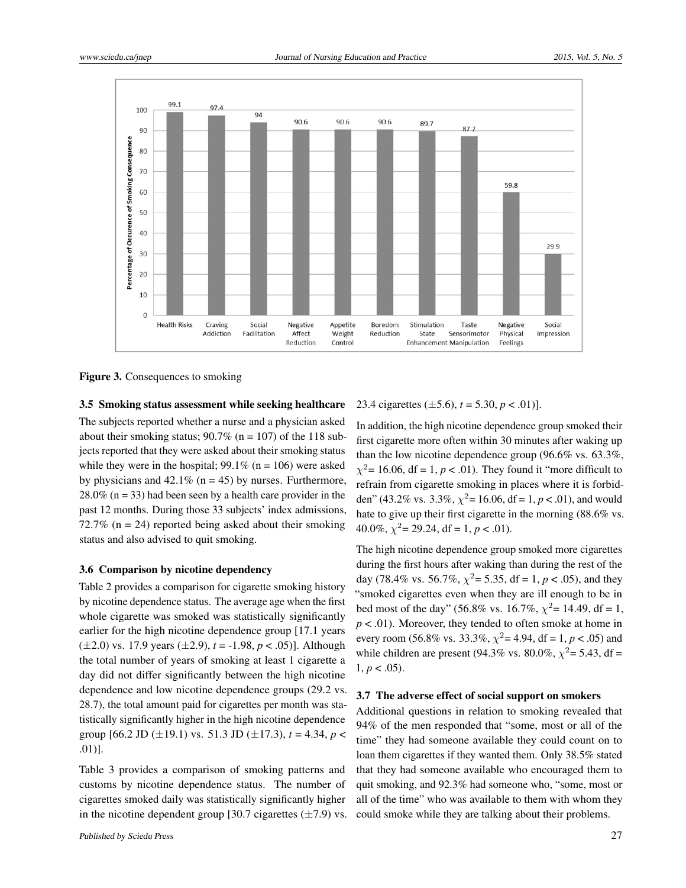**Figure 3.** Consequences to smoking

### 3.5 Smoking status assessment while seeking healthcare

The subjects reported whether a nurse and a physician asked about their smoking status; 90.7% (n = 107) of the 118 subjects reported that they were asked about their smoking status while they were in the hospital; 99.1% (n = 106) were asked by physicians and 42.1% (n = 45) by nurses. Furthermore, 28.0% (n = 33) had been seen by a health care provider in the past 12 months. During those 33 subjects' index admissions, 72.7% (n = 24) reported being asked about their smoking status and also advised to quit smoking.

### 3.6 Comparison by nicotine dependency

Table 2 provides a comparison for cigarette smoking history by nicotine dependence status. The average age when the first whole cigarette was smoked was statistically significantly earlier for the high nicotine dependence group [17.1 years (±2.0) vs. 17.9 years (±2.9), $t$ = -1.98, $p < .05$)]. Although the total number of years of smoking at least 1 cigarette a day did not differ significantly between the high nicotine dependence and low nicotine dependence groups (29.2 vs. 28.7), the total amount paid for cigarettes per month was statistically significantly higher in the high nicotine dependence group [66.2 JD (±19.1) vs. 51.3 JD (±17.3), $t$ = 4.34, $p < .01$)].

Table 3 provides a comparison of smoking patterns and customs by nicotine dependence status. The number of cigarettes smoked daily was statistically significantly higher in the nicotine dependent group [30.7 cigarettes (±7.9) vs. 23.4 cigarettes (±5.6), $t$ = 5.30, $p < .01$)].

In addition, the high nicotine dependence group smoked their first cigarette more often within 30 minutes after waking up than the low nicotine dependence group (96.6% vs. 63.3%, $\chi^2$= 16.06, df = 1, $p < .01$). They found it "more difficult to refrain from cigarette smoking in places where it is forbidden" (43.2% vs. 3.3%, $\chi^2$= 16.06, df = 1, $p < .01$), and would hate to give up their first cigarette in the morning (88.6% vs. 40.0%, $\chi^2$= 29.24, df = 1, $p < .01$).

The high nicotine dependence group smoked more cigarettes during the first hours after waking than during the rest of the day (78.4% vs. 56.7%, $\chi^2$= 5.35, df = 1, $p < .05$), and they "smoked cigarettes even when they are ill enough to be in bed most of the day" (56.8% vs. 16.7%, $\chi^2$= 14.49, df = 1, $p < .01$). Moreover, they tended to often smoke at home in every room (56.8% vs. 33.3%, $\chi^2$= 4.94, df = 1, $p < .05$) and while children are present (94.3% vs. 80.0%, $\chi^2$= 5.43, df = 1, $p < .05$).

### 3.7 The adverse effect of social support on smokers

Additional questions in relation to smoking revealed that 94% of the men responded that "some, most or all of the time" they had someone available they could count on to loan them cigarettes if they wanted them. Only 38.5% stated that they had someone available who encouraged them to quit smoking, and 92.3% had someone who, "some, most or all of the time" who was available to them with whom they could smoke while they are talking about their problems.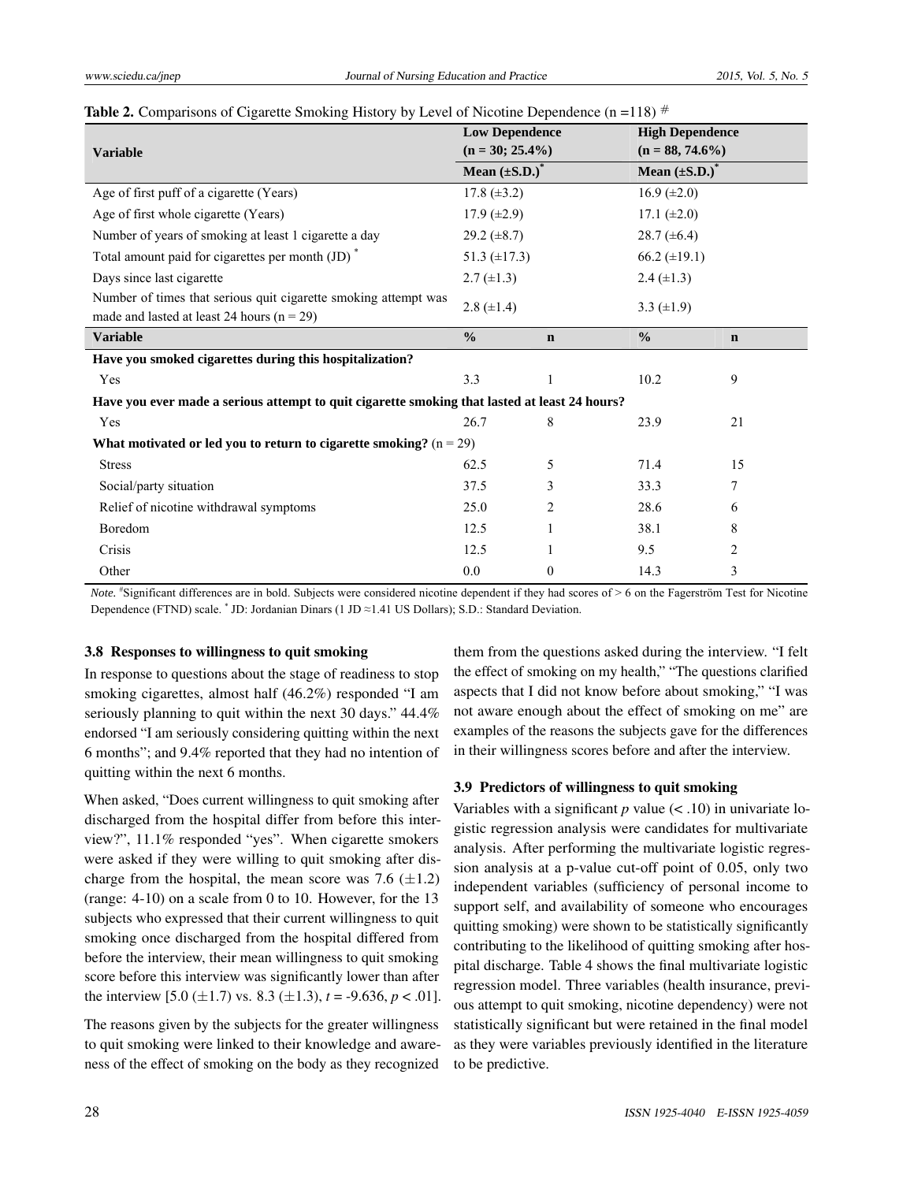**Table 2.** Comparisons of Cigarette Smoking History by Level of Nicotine Dependence (n =118) #

| Variable | Low Dependence (n = 30; 25.4%) | | High Dependence (n = 88, 74.6%) | |
|---|---|---|---|---|
| | Mean (±S.D.)* | | Mean (±S.D.)* | |
| Age of first puff of a cigarette (Years) | 17.8 (±3.2) | | 16.9 (±2.0) | |
| Age of first whole cigarette (Years) | 17.9 (±2.9) | | 17.1 (±2.0) | |
| Number of years of smoking at least 1 cigarette a day | 29.2 (±8.7) | | 28.7 (±6.4) | |
| Total amount paid for cigarettes per month (JD) * | 51.3 (±17.3) | | 66.2 (±19.1) | |
| Days since last cigarette | 2.7 (±1.3) | | 2.4 (±1.3) | |
| Number of times that serious quit cigarette smoking attempt was made and lasted at least 24 hours (n = 29) | 2.8 (±1.4) | | 3.3 (±1.9) | |
| **Variable** | **%** | **n** | **%** | **n** |
| **Have you smoked cigarettes during this hospitalization?** | | | | |
| Yes | 3.3 | 1 | 10.2 | 9 |
| **Have you ever made a serious attempt to quit cigarette smoking that lasted at least 24 hours?** | | | | |
| Yes | 26.7 | 8 | 23.9 | 21 |
| **What motivated or led you to return to cigarette smoking?** (n = 29) | | | | |
| Stress | 62.5 | 5 | 71.4 | 15 |
| Social/party situation | 37.5 | 3 | 33.3 | 7 |
| Relief of nicotine withdrawal symptoms | 25.0 | 2 | 28.6 | 6 |
| Boredom | 12.5 | 1 | 38.1 | 8 |
| Crisis | 12.5 | 1 | 9.5 | 2 |
| Other | 0.0 | 0 | 14.3 | 3 |

*Note.* #Significant differences are in bold. Subjects were considered nicotine dependent if they had scores of > 6 on the Fagerström Test for Nicotine Dependence (FTND) scale. * JD: Jordanian Dinars (1 JD ≈1.41 US Dollars); S.D.: Standard Deviation.

### 3.8 Responses to willingness to quit smoking

In response to questions about the stage of readiness to stop smoking cigarettes, almost half (46.2%) responded "I am seriously planning to quit within the next 30 days." 44.4% endorsed "I am seriously considering quitting within the next 6 months"; and 9.4% reported that they had no intention of quitting within the next 6 months.

When asked, "Does current willingness to quit smoking after discharged from the hospital differ from before this interview?", 11.1% responded "yes". When cigarette smokers were asked if they were willing to quit smoking after discharge from the hospital, the mean score was 7.6 (±1.2) (range: 4-10) on a scale from 0 to 10. However, for the 13 subjects who expressed that their current willingness to quit smoking once discharged from the hospital differed from before the interview, their mean willingness to quit smoking score before this interview was significantly lower than after the interview [5.0 (±1.7) vs. 8.3 (±1.3), $t = -9.636$, $p < .01$].

The reasons given by the subjects for the greater willingness to quit smoking were linked to their knowledge and awareness of the effect of smoking on the body as they recognized them from the questions asked during the interview. "I felt the effect of smoking on my health," "The questions clarified aspects that I did not know before about smoking," "I was not aware enough about the effect of smoking on me" are examples of the reasons the subjects gave for the differences in their willingness scores before and after the interview.

### 3.9 Predictors of willingness to quit smoking

Variables with a significant $p$ value (< .10) in univariate logistic regression analysis were candidates for multivariate analysis. After performing the multivariate logistic regression analysis at a p-value cut-off point of 0.05, only two independent variables (sufficiency of personal income to support self, and availability of someone who encourages quitting smoking) were shown to be statistically significantly contributing to the likelihood of quitting smoking after hospital discharge. Table 4 shows the final multivariate logistic regression model. Three variables (health insurance, previous attempt to quit smoking, nicotine dependency) were not statistically significant but were retained in the final model as they were variables previously identified in the literature to be predictive.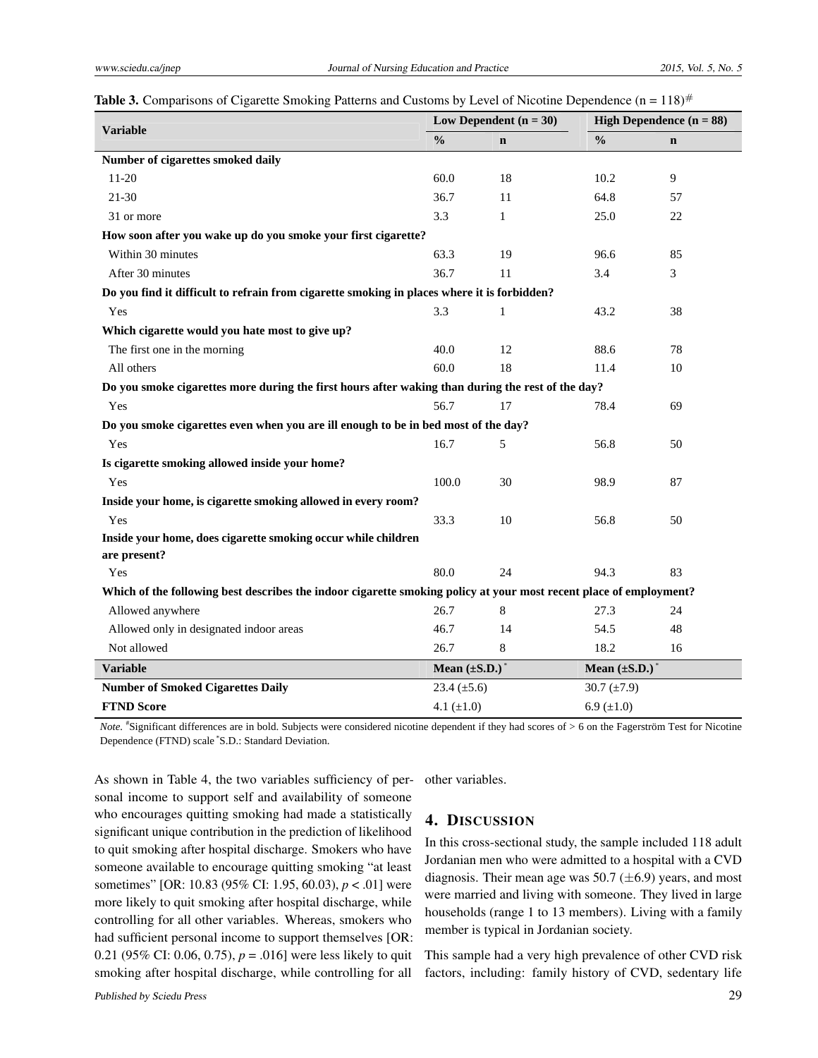**Table 3.** Comparisons of Cigarette Smoking Patterns and Customs by Level of Nicotine Dependence (n = 118)#

| Variable | Low Dependent (n = 30) | | High Dependence (n = 88) | |
|---|---|---|---|---|
| | % | n | % | n |
| **Number of cigarettes smoked daily** | | | | |
| 11-20 | 60.0 | 18 | 10.2 | 9 |
| 21-30 | 36.7 | 11 | 64.8 | 57 |
| 31 or more | 3.3 | 1 | 25.0 | 22 |
| **How soon after you wake up do you smoke your first cigarette?** | | | | |
| Within 30 minutes | 63.3 | 19 | 96.6 | 85 |
| After 30 minutes | 36.7 | 11 | 3.4 | 3 |
| **Do you find it difficult to refrain from cigarette smoking in places where it is forbidden?** | | | | |
| Yes | 3.3 | 1 | 43.2 | 38 |
| **Which cigarette would you hate most to give up?** | | | | |
| The first one in the morning | 40.0 | 12 | 88.6 | 78 |
| All others | 60.0 | 18 | 11.4 | 10 |
| **Do you smoke cigarettes more during the first hours after waking than during the rest of the day?** | | | | |
| Yes | 56.7 | 17 | 78.4 | 69 |
| **Do you smoke cigarettes even when you are ill enough to be in bed most of the day?** | | | | |
| Yes | 16.7 | 5 | 56.8 | 50 |
| **Is cigarette smoking allowed inside your home?** | | | | |
| Yes | 100.0 | 30 | 98.9 | 87 |
| **Inside your home, is cigarette smoking allowed in every room?** | | | | |
| Yes | 33.3 | 10 | 56.8 | 50 |
| **Inside your home, does cigarette smoking occur while children are present?** | | | | |
| Yes | 80.0 | 24 | 94.3 | 83 |
| **Which of the following best describes the indoor cigarette smoking policy at your most recent place of employment?** | | | | |
| Allowed anywhere | 26.7 | 8 | 27.3 | 24 |
| Allowed only in designated indoor areas | 46.7 | 14 | 54.5 | 48 |
| Not allowed | 26.7 | 8 | 18.2 | 16 |
| **Variable** | **Mean (±S.D.)*** | | **Mean (±S.D.)*** | |
| **Number of Smoked Cigarettes Daily** | 23.4 (±5.6) | | 30.7 (±7.9) | |
| **FTND Score** | 4.1 (±1.0) | | 6.9 (±1.0) | |

*Note.* #Significant differences are in bold. Subjects were considered nicotine dependent if they had scores of > 6 on the Fagerström Test for Nicotine Dependence (FTND) scale *S.D.: Standard Deviation.

As shown in Table 4, the two variables sufficiency of personal income to support self and availability of someone who encourages quitting smoking had made a statistically significant unique contribution in the prediction of likelihood to quit smoking after hospital discharge. Smokers who have someone available to encourage quitting smoking "at least sometimes" [OR: 10.83 (95% CI: 1.95, 60.03), $p < .01$] were more likely to quit smoking after hospital discharge, while controlling for all other variables. Whereas, smokers who had sufficient personal income to support themselves [OR: 0.21 (95% CI: 0.06, 0.75), $p = .016$] were less likely to quit smoking after hospital discharge, while controlling for all other variables.

## 4. Discussion

In this cross-sectional study, the sample included 118 adult Jordanian men who were admitted to a hospital with a CVD diagnosis. Their mean age was 50.7 (±6.9) years, and most were married and living with someone. They lived in large households (range 1 to 13 members). Living with a family member is typical in Jordanian society.

This sample had a very high prevalence of other CVD risk factors, including: family history of CVD, sedentary life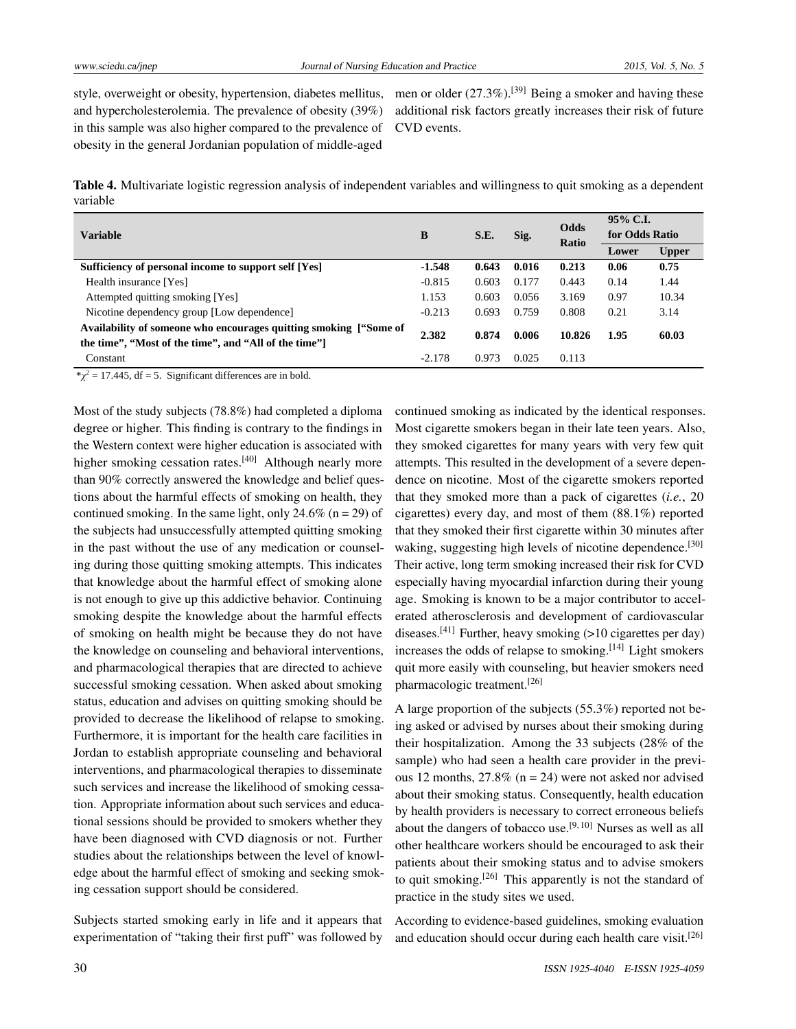style, overweight or obesity, hypertension, diabetes mellitus, and hypercholesterolemia. The prevalence of obesity (39%) in this sample was also higher compared to the prevalence of obesity in the general Jordanian population of middle-aged men or older (27.3%).[39] Being a smoker and having these additional risk factors greatly increases their risk of future CVD events.

**Table 4.** Multivariate logistic regression analysis of independent variables and willingness to quit smoking as a dependent variable

| Variable | B | S.E. | Sig. | Odds Ratio | 95% C.I. for Odds Ratio | |
|---|---|---|---|---|---|---|
| | | | | | Lower | Upper |
| **Sufficiency of personal income to support self [Yes]** | **-1.548** | **0.643** | **0.016** | **0.213** | **0.06** | **0.75** |
| Health insurance [Yes] | -0.815 | 0.603 | 0.177 | 0.443 | 0.14 | 1.44 |
| Attempted quitting smoking [Yes] | 1.153 | 0.603 | 0.056 | 3.169 | 0.97 | 10.34 |
| Nicotine dependency group [Low dependence] | -0.213 | 0.693 | 0.759 | 0.808 | 0.21 | 3.14 |
| **Availability of someone who encourages quitting smoking ["Some of the time", "Most of the time", and "All of the time"]** | **2.382** | **0.874** | **0.006** | **10.826** | **1.95** | **60.03** |
| Constant | -2.178 | 0.973 | 0.025 | 0.113 | | |

*$\chi^2$ = 17.445, df = 5. Significant differences are in bold.

Most of the study subjects (78.8%) had completed a diploma degree or higher. This finding is contrary to the findings in the Western context were higher education is associated with higher smoking cessation rates.[40] Although nearly more than 90% correctly answered the knowledge and belief questions about the harmful effects of smoking on health, they continued smoking. In the same light, only 24.6% (n = 29) of the subjects had unsuccessfully attempted quitting smoking in the past without the use of any medication or counseling during those quitting smoking attempts. This indicates that knowledge about the harmful effect of smoking alone is not enough to give up this addictive behavior. Continuing smoking despite the knowledge about the harmful effects of smoking on health might be because they do not have the knowledge on counseling and behavioral interventions, and pharmacological therapies that are directed to achieve successful smoking cessation. When asked about smoking status, education and advises on quitting smoking should be provided to decrease the likelihood of relapse to smoking. Furthermore, it is important for the health care facilities in Jordan to establish appropriate counseling and behavioral interventions, and pharmacological therapies to disseminate such services and increase the likelihood of smoking cessation. Appropriate information about such services and educational sessions should be provided to smokers whether they have been diagnosed with CVD diagnosis or not. Further studies about the relationships between the level of knowledge about the harmful effect of smoking and seeking smoking cessation support should be considered.

Subjects started smoking early in life and it appears that experimentation of "taking their first puff" was followed by continued smoking as indicated by the identical responses. Most cigarette smokers began in their late teen years. Also, they smoked cigarettes for many years with very few quit attempts. This resulted in the development of a severe dependence on nicotine. Most of the cigarette smokers reported that they smoked more than a pack of cigarettes (*i.e.*, 20 cigarettes) every day, and most of them (88.1%) reported that they smoked their first cigarette within 30 minutes after waking, suggesting high levels of nicotine dependence.[30] Their active, long term smoking increased their risk for CVD especially having myocardial infarction during their young age. Smoking is known to be a major contributor to accelerated atherosclerosis and development of cardiovascular diseases.[41] Further, heavy smoking (>10 cigarettes per day) increases the odds of relapse to smoking.[14] Light smokers quit more easily with counseling, but heavier smokers need pharmacologic treatment.[26]

A large proportion of the subjects (55.3%) reported not being asked or advised by nurses about their smoking during their hospitalization. Among the 33 subjects (28% of the sample) who had seen a health care provider in the previous 12 months, 27.8% (n = 24) were not asked nor advised about their smoking status. Consequently, health education by health providers is necessary to correct erroneous beliefs about the dangers of tobacco use.[9, 10] Nurses as well as all other healthcare workers should be encouraged to ask their patients about their smoking status and to advise smokers to quit smoking.[26] This apparently is not the standard of practice in the study sites we used.

According to evidence-based guidelines, smoking evaluation and education should occur during each health care visit.[26]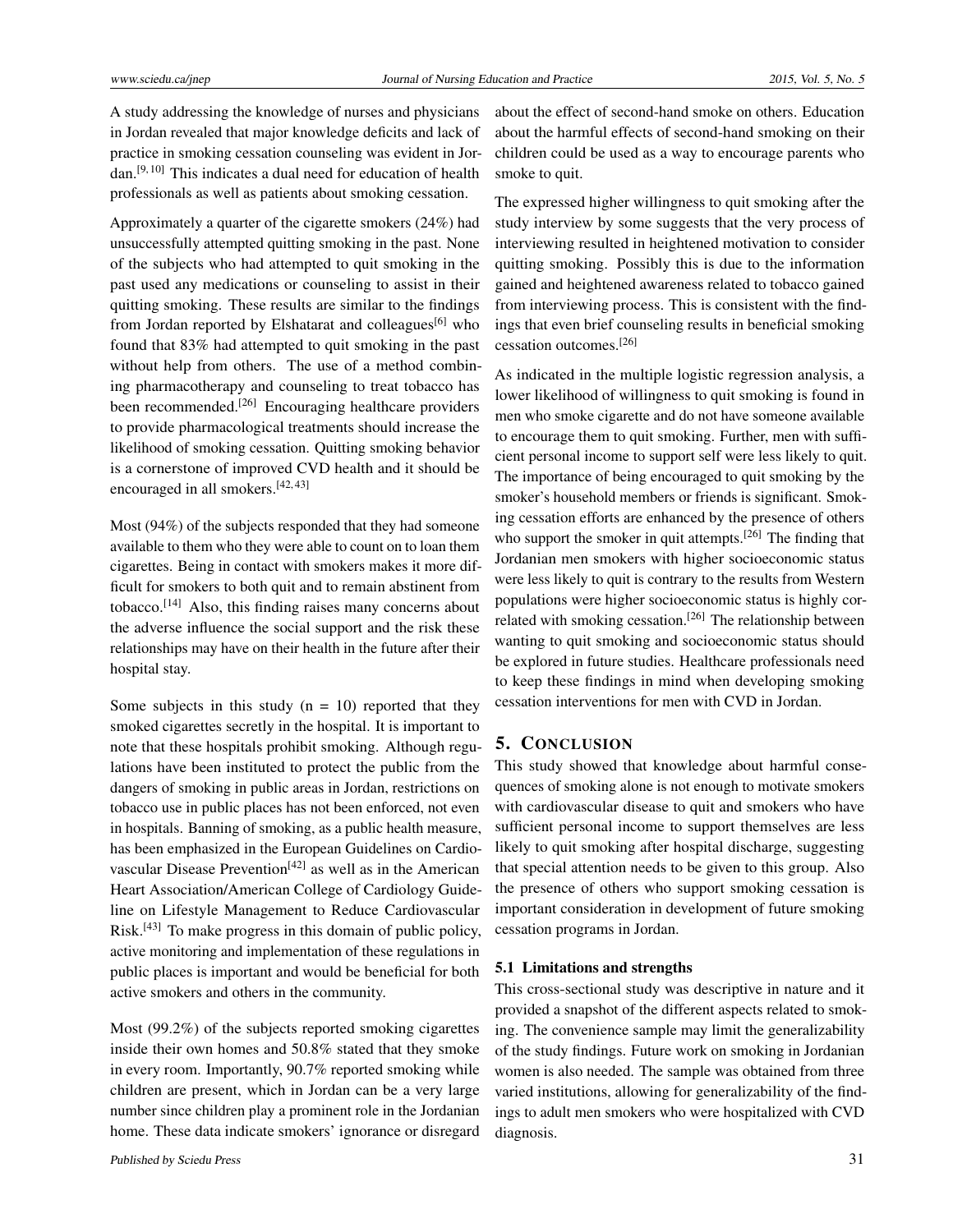A study addressing the knowledge of nurses and physicians in Jordan revealed that major knowledge deficits and lack of practice in smoking cessation counseling was evident in Jordan.[9,10] This indicates a dual need for education of health professionals as well as patients about smoking cessation.

Approximately a quarter of the cigarette smokers (24%) had unsuccessfully attempted quitting smoking in the past. None of the subjects who had attempted to quit smoking in the past used any medications or counseling to assist in their quitting smoking. These results are similar to the findings from Jordan reported by Elshatarat and colleagues[6] who found that 83% had attempted to quit smoking in the past without help from others. The use of a method combining pharmacotherapy and counseling to treat tobacco has been recommended.[26] Encouraging healthcare providers to provide pharmacological treatments should increase the likelihood of smoking cessation. Quitting smoking behavior is a cornerstone of improved CVD health and it should be encouraged in all smokers.[42,43]

Most (94%) of the subjects responded that they had someone available to them who they were able to count on to loan them cigarettes. Being in contact with smokers makes it more difficult for smokers to both quit and to remain abstinent from tobacco.[14] Also, this finding raises many concerns about the adverse influence the social support and the risk these relationships may have on their health in the future after their hospital stay.

Some subjects in this study (n = 10) reported that they smoked cigarettes secretly in the hospital. It is important to note that these hospitals prohibit smoking. Although regulations have been instituted to protect the public from the dangers of smoking in public areas in Jordan, restrictions on tobacco use in public places has not been enforced, not even in hospitals. Banning of smoking, as a public health measure, has been emphasized in the European Guidelines on Cardiovascular Disease Prevention[42] as well as in the American Heart Association/American College of Cardiology Guideline on Lifestyle Management to Reduce Cardiovascular Risk.[43] To make progress in this domain of public policy, active monitoring and implementation of these regulations in public places is important and would be beneficial for both active smokers and others in the community.

Most (99.2%) of the subjects reported smoking cigarettes inside their own homes and 50.8% stated that they smoke in every room. Importantly, 90.7% reported smoking while children are present, which in Jordan can be a very large number since children play a prominent role in the Jordanian home. These data indicate smokers' ignorance or disregard about the effect of second-hand smoke on others. Education about the harmful effects of second-hand smoking on their children could be used as a way to encourage parents who smoke to quit.

The expressed higher willingness to quit smoking after the study interview by some suggests that the very process of interviewing resulted in heightened motivation to consider quitting smoking. Possibly this is due to the information gained and heightened awareness related to tobacco gained from interviewing process. This is consistent with the findings that even brief counseling results in beneficial smoking cessation outcomes.[26]

As indicated in the multiple logistic regression analysis, a lower likelihood of willingness to quit smoking is found in men who smoke cigarette and do not have someone available to encourage them to quit smoking. Further, men with sufficient personal income to support self were less likely to quit. The importance of being encouraged to quit smoking by the smoker's household members or friends is significant. Smoking cessation efforts are enhanced by the presence of others who support the smoker in quit attempts.[26] The finding that Jordanian men smokers with higher socioeconomic status were less likely to quit is contrary to the results from Western populations were higher socioeconomic status is highly correlated with smoking cessation.[26] The relationship between wanting to quit smoking and socioeconomic status should be explored in future studies. Healthcare professionals need to keep these findings in mind when developing smoking cessation interventions for men with CVD in Jordan.

## 5. Conclusion

This study showed that knowledge about harmful consequences of smoking alone is not enough to motivate smokers with cardiovascular disease to quit and smokers who have sufficient personal income to support themselves are less likely to quit smoking after hospital discharge, suggesting that special attention needs to be given to this group. Also the presence of others who support smoking cessation is important consideration in development of future smoking cessation programs in Jordan.

### 5.1 Limitations and strengths

This cross-sectional study was descriptive in nature and it provided a snapshot of the different aspects related to smoking. The convenience sample may limit the generalizability of the study findings. Future work on smoking in Jordanian women is also needed. The sample was obtained from three varied institutions, allowing for generalizability of the findings to adult men smokers who were hospitalized with CVD diagnosis.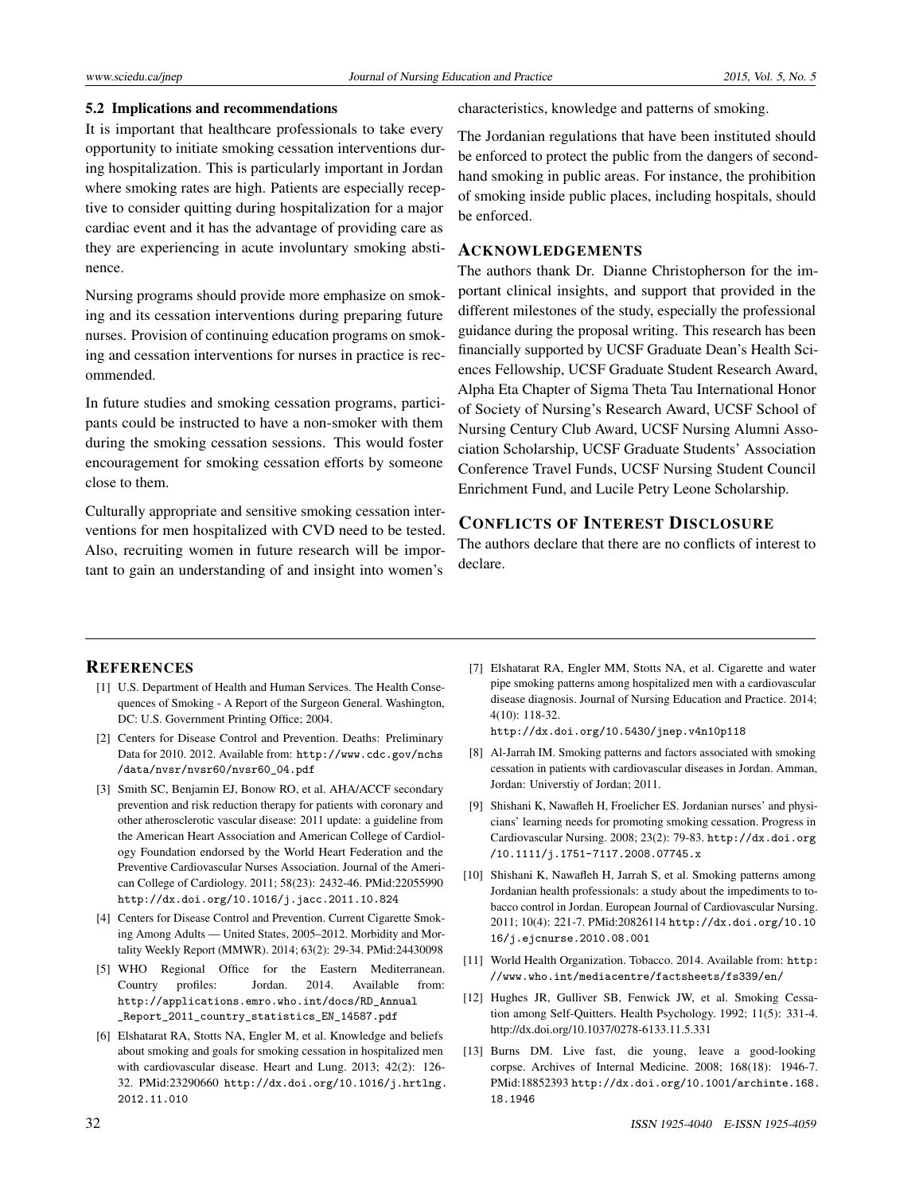### 5.2 Implications and recommendations

It is important that healthcare professionals to take every opportunity to initiate smoking cessation interventions during hospitalization. This is particularly important in Jordan where smoking rates are high. Patients are especially receptive to consider quitting during hospitalization for a major cardiac event and it has the advantage of providing care as they are experiencing in acute involuntary smoking abstinence.

Nursing programs should provide more emphasize on smoking and its cessation interventions during preparing future nurses. Provision of continuing education programs on smoking and cessation interventions for nurses in practice is recommended.

In future studies and smoking cessation programs, participants could be instructed to have a non-smoker with them during the smoking cessation sessions. This would foster encouragement for smoking cessation efforts by someone close to them.

Culturally appropriate and sensitive smoking cessation interventions for men hospitalized with CVD need to be tested. Also, recruiting women in future research will be important to gain an understanding of and insight into women's characteristics, knowledge and patterns of smoking.

The Jordanian regulations that have been instituted should be enforced to protect the public from the dangers of second-hand smoking in public areas. For instance, the prohibition of smoking inside public places, including hospitals, should be enforced.

## Acknowledgements

The authors thank Dr. Dianne Christopherson for the important clinical insights, and support that provided in the different milestones of the study, especially the professional guidance during the proposal writing. This research has been financially supported by UCSF Graduate Dean's Health Sciences Fellowship, UCSF Graduate Student Research Award, Alpha Eta Chapter of Sigma Theta Tau International Honor of Society of Nursing's Research Award, UCSF School of Nursing Century Club Award, UCSF Nursing Alumni Association Scholarship, UCSF Graduate Students' Association Conference Travel Funds, UCSF Nursing Student Council Enrichment Fund, and Lucile Petry Leone Scholarship.

## Conflicts of Interest Disclosure

The authors declare that there are no conflicts of interest to declare.

## References

[1] U.S. Department of Health and Human Services. The Health Consequences of Smoking - A Report of the Surgeon General. Washington, DC: U.S. Government Printing Office; 2004.

[2] Centers for Disease Control and Prevention. Deaths: Preliminary Data for 2010. 2012. Available from: http://www.cdc.gov/nchs/data/nvsr/nvsr60/nvsr60_04.pdf

[3] Smith SC, Benjamin EJ, Bonow RO, et al. AHA/ACCF secondary prevention and risk reduction therapy for patients with coronary and other atherosclerotic vascular disease: 2011 update: a guideline from the American Heart Association and American College of Cardiology Foundation endorsed by the World Heart Federation and the Preventive Cardiovascular Nurses Association. Journal of the American College of Cardiology. 2011; 58(23): 2432-46. PMid:22055990 http://dx.doi.org/10.1016/j.jacc.2011.10.824

[4] Centers for Disease Control and Prevention. Current Cigarette Smoking Among Adults — United States, 2005–2012. Morbidity and Mortality Weekly Report (MMWR). 2014; 63(2): 29-34. PMid:24430098

[5] WHO Regional Office for the Eastern Mediterranean. Country profiles: Jordan. 2014. Available from: http://applications.emro.who.int/docs/RD_Annual_Report_2011_country_statistics_EN_14587.pdf

[6] Elshatarat RA, Stotts NA, Engler M, et al. Knowledge and beliefs about smoking and goals for smoking cessation in hospitalized men with cardiovascular disease. Heart and Lung. 2013; 42(2): 126-32. PMid:23290660 http://dx.doi.org/10.1016/j.hrtlng.2012.11.010

[7] Elshatarat RA, Engler MM, Stotts NA, et al. Cigarette and water pipe smoking patterns among hospitalized men with a cardiovascular disease diagnosis. Journal of Nursing Education and Practice. 2014; 4(10): 118-32. http://dx.doi.org/10.5430/jnep.v4n10p118

[8] Al-Jarrah IM. Smoking patterns and factors associated with smoking cessation in patients with cardiovascular diseases in Jordan. Amman, Jordan: Universtiy of Jordan; 2011.

[9] Shishani K, Nawafleh H, Froelicher ES. Jordanian nurses' and physicians' learning needs for promoting smoking cessation. Progress in Cardiovascular Nursing. 2008; 23(2): 79-83. http://dx.doi.org/10.1111/j.1751-7117.2008.07745.x

[10] Shishani K, Nawafleh H, Jarrah S, et al. Smoking patterns among Jordanian health professionals: a study about the impediments to tobacco control in Jordan. European Journal of Cardiovascular Nursing. 2011; 10(4): 221-7. PMid:20826114 http://dx.doi.org/10.1016/j.ejcnurse.2010.08.001

[11] World Health Organization. Tobacco. 2014. Available from: http://www.who.int/mediacentre/factsheets/fs339/en/

[12] Hughes JR, Gulliver SB, Fenwick JW, et al. Smoking Cessation among Self-Quitters. Health Psychology. 1992; 11(5): 331-4. http://dx.doi.org/10.1037/0278-6133.11.5.331

[13] Burns DM. Live fast, die young, leave a good-looking corpse. Archives of Internal Medicine. 2008; 168(18): 1946-7. PMid:18852393 http://dx.doi.org/10.1001/archinte.168.18.1946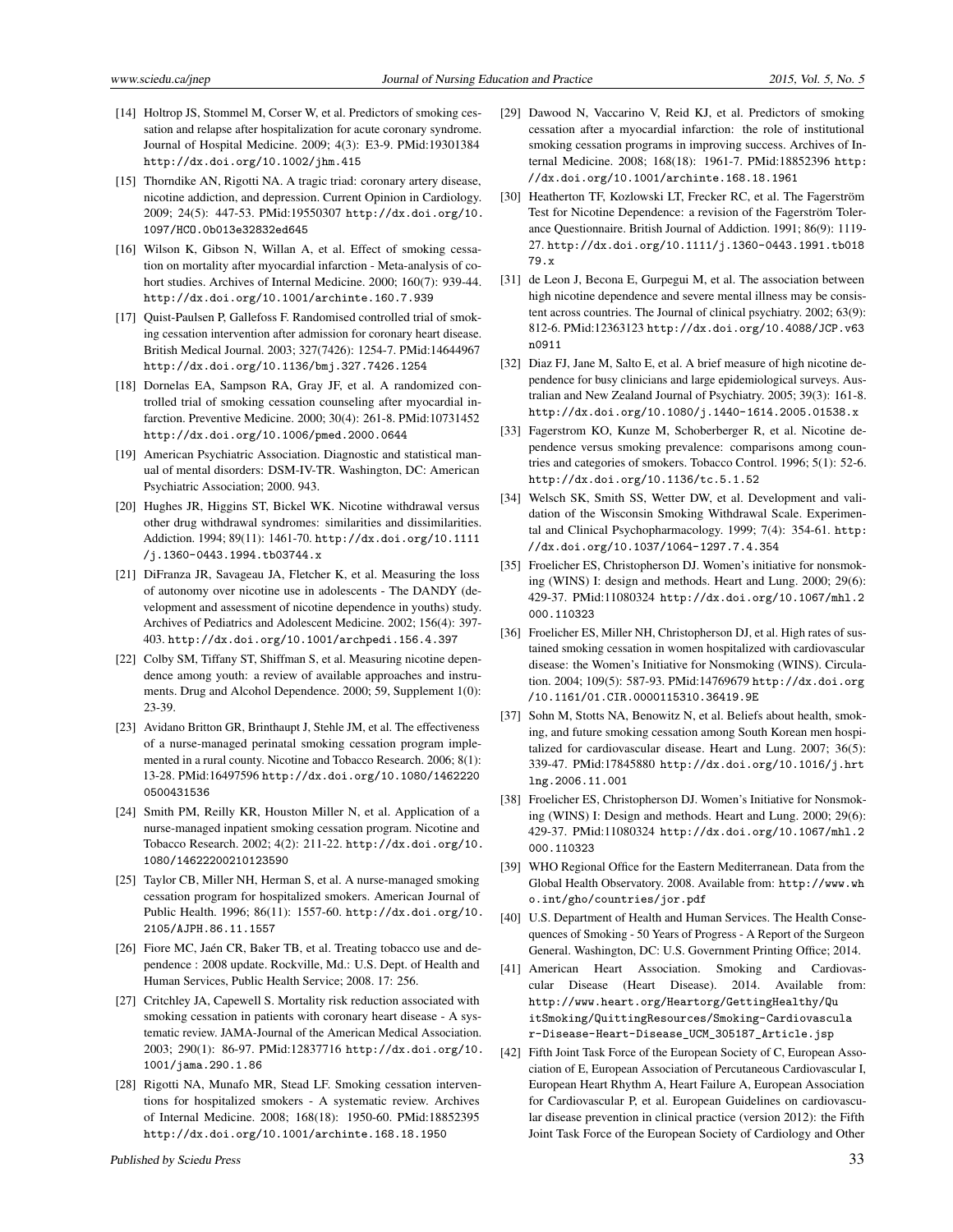[14] Holtrop JS, Stommel M, Corser W, et al. Predictors of smoking cessation and relapse after hospitalization for acute coronary syndrome. Journal of Hospital Medicine. 2009; 4(3): E3-9. PMid:19301384 http://dx.doi.org/10.1002/jhm.415

[15] Thorndike AN, Rigotti NA. A tragic triad: coronary artery disease, nicotine addiction, and depression. Current Opinion in Cardiology. 2009; 24(5): 447-53. PMid:19550307 http://dx.doi.org/10.1097/HCO.0b013e32832ed645

[16] Wilson K, Gibson N, Willan A, et al. Effect of smoking cessation on mortality after myocardial infarction - Meta-analysis of cohort studies. Archives of Internal Medicine. 2000; 160(7): 939-44. http://dx.doi.org/10.1001/archinte.160.7.939

[17] Quist-Paulsen P, Gallefoss F. Randomised controlled trial of smoking cessation intervention after admission for coronary heart disease. British Medical Journal. 2003; 327(7426): 1254-7. PMid:14644967 http://dx.doi.org/10.1136/bmj.327.7426.1254

[18] Dornelas EA, Sampson RA, Gray JF, et al. A randomized controlled trial of smoking cessation counseling after myocardial infarction. Preventive Medicine. 2000; 30(4): 261-8. PMid:10731452 http://dx.doi.org/10.1006/pmed.2000.0644

[19] American Psychiatric Association. Diagnostic and statistical manual of mental disorders: DSM-IV-TR. Washington, DC: American Psychiatric Association; 2000. 943.

[20] Hughes JR, Higgins ST, Bickel WK. Nicotine withdrawal versus other drug withdrawal syndromes: similarities and dissimilarities. Addiction. 1994; 89(11): 1461-70. http://dx.doi.org/10.1111/j.1360-0443.1994.tb03744.x

[21] DiFranza JR, Savageau JA, Fletcher K, et al. Measuring the loss of autonomy over nicotine use in adolescents - The DANDY (development and assessment of nicotine dependence in youths) study. Archives of Pediatrics and Adolescent Medicine. 2002; 156(4): 397-403. http://dx.doi.org/10.1001/archpedi.156.4.397

[22] Colby SM, Tiffany ST, Shiffman S, et al. Measuring nicotine dependence among youth: a review of available approaches and instruments. Drug and Alcohol Dependence. 2000; 59, Supplement 1(0): 23-39.

[23] Avidano Britton GR, Brinthaupt J, Stehle JM, et al. The effectiveness of a nurse-managed perinatal smoking cessation program implemented in a rural county. Nicotine and Tobacco Research. 2006; 8(1): 13-28. PMid:16497596 http://dx.doi.org/10.1080/14622200500431536

[24] Smith PM, Reilly KR, Houston Miller N, et al. Application of a nurse-managed inpatient smoking cessation program. Nicotine and Tobacco Research. 2002; 4(2): 211-22. http://dx.doi.org/10.1080/14622200210123590

[25] Taylor CB, Miller NH, Herman S, et al. A nurse-managed smoking cessation program for hospitalized smokers. American Journal of Public Health. 1996; 86(11): 1557-60. http://dx.doi.org/10.2105/AJPH.86.11.1557

[26] Fiore MC, Jaén CR, Baker TB, et al. Treating tobacco use and dependence : 2008 update. Rockville, Md.: U.S. Dept. of Health and Human Services, Public Health Service; 2008. 17: 256.

[27] Critchley JA, Capewell S. Mortality risk reduction associated with smoking cessation in patients with coronary heart disease - A systematic review. JAMA-Journal of the American Medical Association. 2003; 290(1): 86-97. PMid:12837716 http://dx.doi.org/10.1001/jama.290.1.86

[28] Rigotti NA, Munafo MR, Stead LF. Smoking cessation interventions for hospitalized smokers - A systematic review. Archives of Internal Medicine. 2008; 168(18): 1950-60. PMid:18852395 http://dx.doi.org/10.1001/archinte.168.18.1950

[29] Dawood N, Vaccarino V, Reid KJ, et al. Predictors of smoking cessation after a myocardial infarction: the role of institutional smoking cessation programs in improving success. Archives of Internal Medicine. 2008; 168(18): 1961-7. PMid:18852396 http://dx.doi.org/10.1001/archinte.168.18.1961

[30] Heatherton TF, Kozlowski LT, Frecker RC, et al. The Fagerström Test for Nicotine Dependence: a revision of the Fagerström Tolerance Questionnaire. British Journal of Addiction. 1991; 86(9): 1119-27. http://dx.doi.org/10.1111/j.1360-0443.1991.tb01879.x

[31] de Leon J, Becona E, Gurpegui M, et al. The association between high nicotine dependence and severe mental illness may be consistent across countries. The Journal of clinical psychiatry. 2002; 63(9): 812-6. PMid:12363123 http://dx.doi.org/10.4088/JCP.v63n0911

[32] Diaz FJ, Jane M, Salto E, et al. A brief measure of high nicotine dependence for busy clinicians and large epidemiological surveys. Australian and New Zealand Journal of Psychiatry. 2005; 39(3): 161-8. http://dx.doi.org/10.1080/j.1440-1614.2005.01538.x

[33] Fagerstrom KO, Kunze M, Schoberberger R, et al. Nicotine dependence versus smoking prevalence: comparisons among countries and categories of smokers. Tobacco Control. 1996; 5(1): 52-6. http://dx.doi.org/10.1136/tc.5.1.52

[34] Welsch SK, Smith SS, Wetter DW, et al. Development and validation of the Wisconsin Smoking Withdrawal Scale. Experimental and Clinical Psychopharmacology. 1999; 7(4): 354-61. http://dx.doi.org/10.1037/1064-1297.7.4.354

[35] Froelicher ES, Christopherson DJ. Women's initiative for nonsmoking (WINS) I: design and methods. Heart and Lung. 2000; 29(6): 429-37. PMid:11080324 http://dx.doi.org/10.1067/mhl.2000.110323

[36] Froelicher ES, Miller NH, Christopherson DJ, et al. High rates of sustained smoking cessation in women hospitalized with cardiovascular disease: the Women's Initiative for Nonsmoking (WINS). Circulation. 2004; 109(5): 587-93. PMid:14769679 http://dx.doi.org/10.1161/01.CIR.0000115310.36419.9E

[37] Sohn M, Stotts NA, Benowitz N, et al. Beliefs about health, smoking, and future smoking cessation among South Korean men hospitalized for cardiovascular disease. Heart and Lung. 2007; 36(5): 339-47. PMid:17845880 http://dx.doi.org/10.1016/j.hrtlng.2006.11.001

[38] Froelicher ES, Christopherson DJ. Women's Initiative for Nonsmoking (WINS) I: Design and methods. Heart and Lung. 2000; 29(6): 429-37. PMid:11080324 http://dx.doi.org/10.1067/mhl.2000.110323

[39] WHO Regional Office for the Eastern Mediterranean. Data from the Global Health Observatory. 2008. Available from: http://www.who.int/gho/countries/jor.pdf

[40] U.S. Department of Health and Human Services. The Health Consequences of Smoking - 50 Years of Progress - A Report of the Surgeon General. Washington, DC: U.S. Government Printing Office; 2014.

[41] American Heart Association. Smoking and Cardiovascular Disease (Heart Disease). 2014. Available from: http://www.heart.org/Heartorg/GettingHealthy/QuitSmoking/QuittingResources/Smoking-Cardiovascular-Disease-Heart-Disease_UCM_305187_Article.jsp

[42] Fifth Joint Task Force of the European Society of C, European Association of E, European Association of Percutaneous Cardiovascular I, European Heart Rhythm A, Heart Failure A, European Association for Cardiovascular P, et al. European Guidelines on cardiovascular disease prevention in clinical practice (version 2012): the Fifth Joint Task Force of the European Society of Cardiology and Other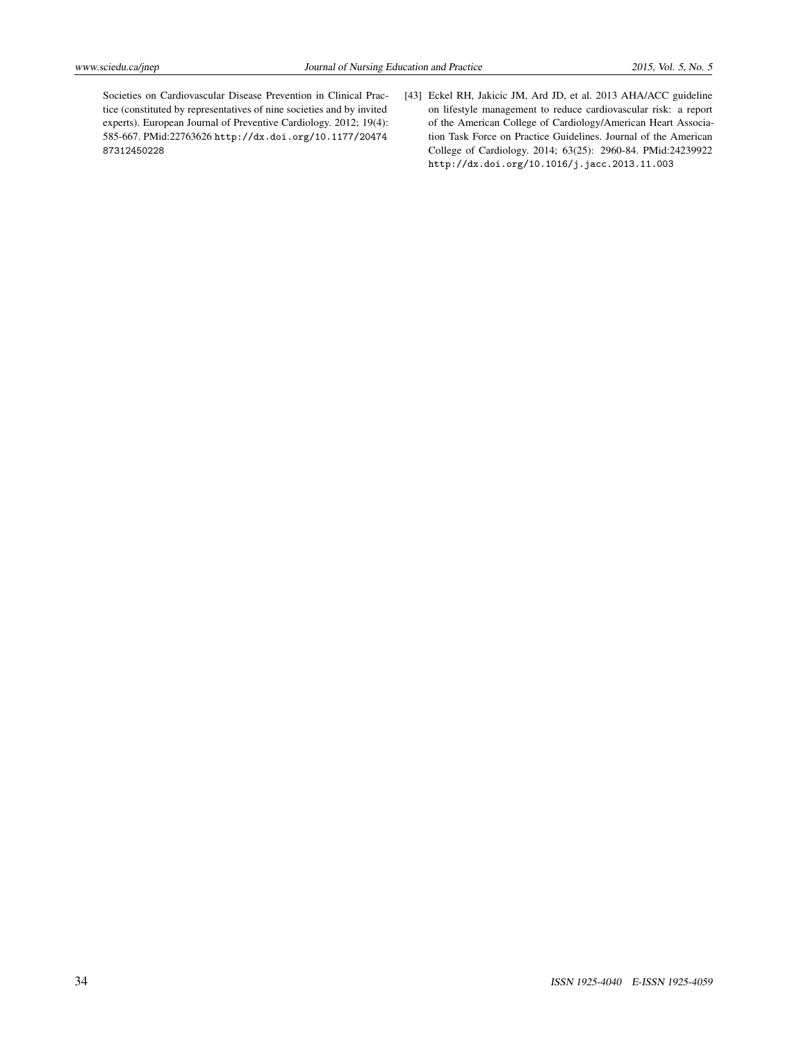Societies on Cardiovascular Disease Prevention in Clinical Practice (constituted by representatives of nine societies and by invited experts). European Journal of Preventive Cardiology. 2012; 19(4): 585-667. PMid:22763626 http://dx.doi.org/10.1177/2047487312450228

[43] Eckel RH, Jakicic JM, Ard JD, et al. 2013 AHA/ACC guideline on lifestyle management to reduce cardiovascular risk: a report of the American College of Cardiology/American Heart Association Task Force on Practice Guidelines. Journal of the American College of Cardiology. 2014; 63(25): 2960-84. PMid:24239922 http://dx.doi.org/10.1016/j.jacc.2013.11.003